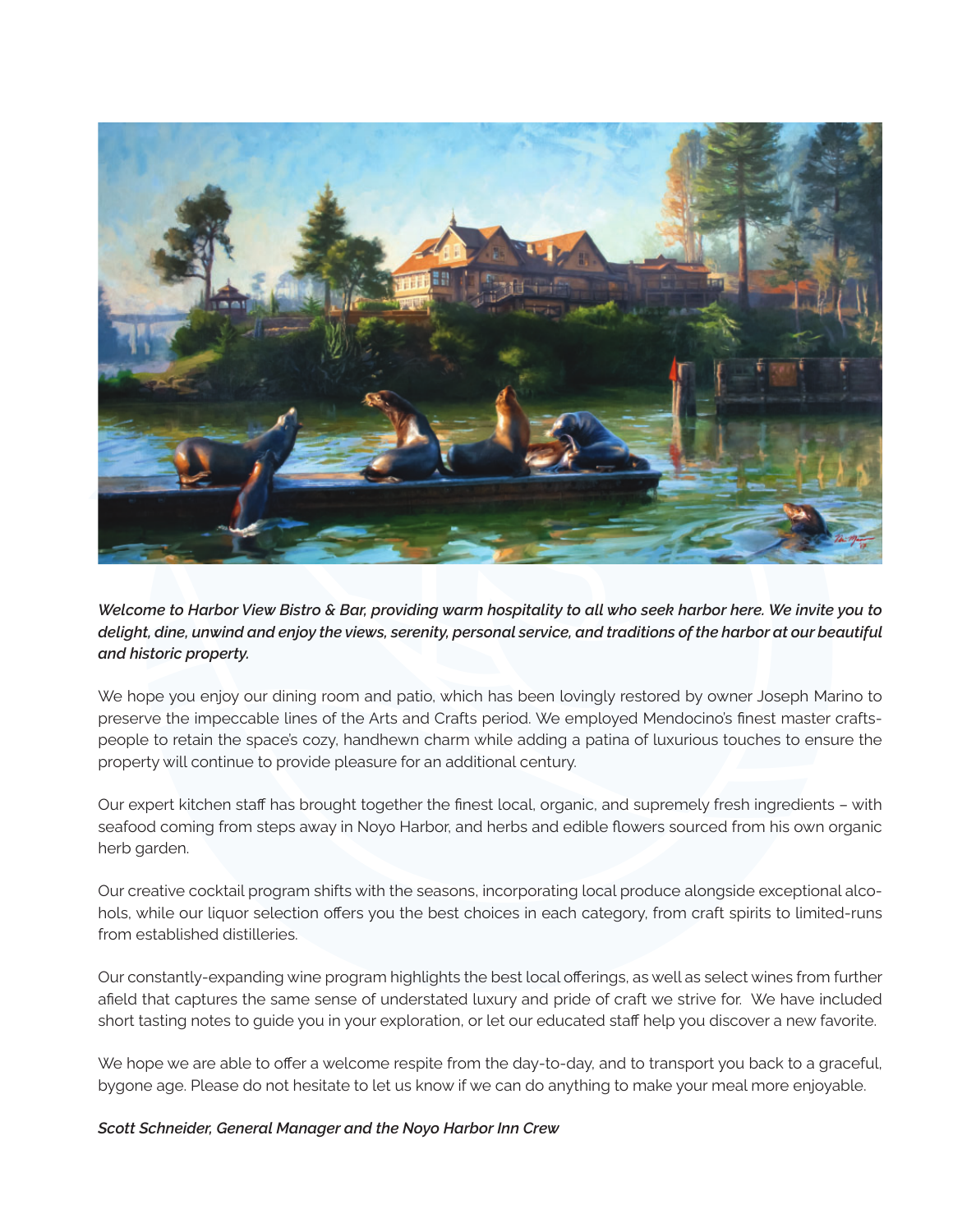***Welcome to Harbor View Bistro & Bar, providing warm hospitality to all who seek harbor here. We invite you to delight, dine, unwind and enjoy the views, serenity, personal service, and traditions of the harbor at our beautiful and historic property.***

We hope you enjoy our dining room and patio, which has been lovingly restored by owner Joseph Marino to preserve the impeccable lines of the Arts and Crafts period. We employed Mendocino's finest master crafts-people to retain the space's cozy, handhewn charm while adding a patina of luxurious touches to ensure the property will continue to provide pleasure for an additional century.

Our expert kitchen staff has brought together the finest local, organic, and supremely fresh ingredients – with seafood coming from steps away in Noyo Harbor, and herbs and edible flowers sourced from his own organic herb garden.

Our creative cocktail program shifts with the seasons, incorporating local produce alongside exceptional alco-hols, while our liquor selection offers you the best choices in each category, from craft spirits to limited-runs from established distilleries.

Our constantly-expanding wine program highlights the best local offerings, as well as select wines from further afield that captures the same sense of understated luxury and pride of craft we strive for. We have included short tasting notes to guide you in your exploration, or let our educated staff help you discover a new favorite.

We hope we are able to offer a welcome respite from the day-to-day, and to transport you back to a graceful, bygone age. Please do not hesitate to let us know if we can do anything to make your meal more enjoyable.

***Scott Schneider, General Manager and the Noyo Harbor Inn Crew***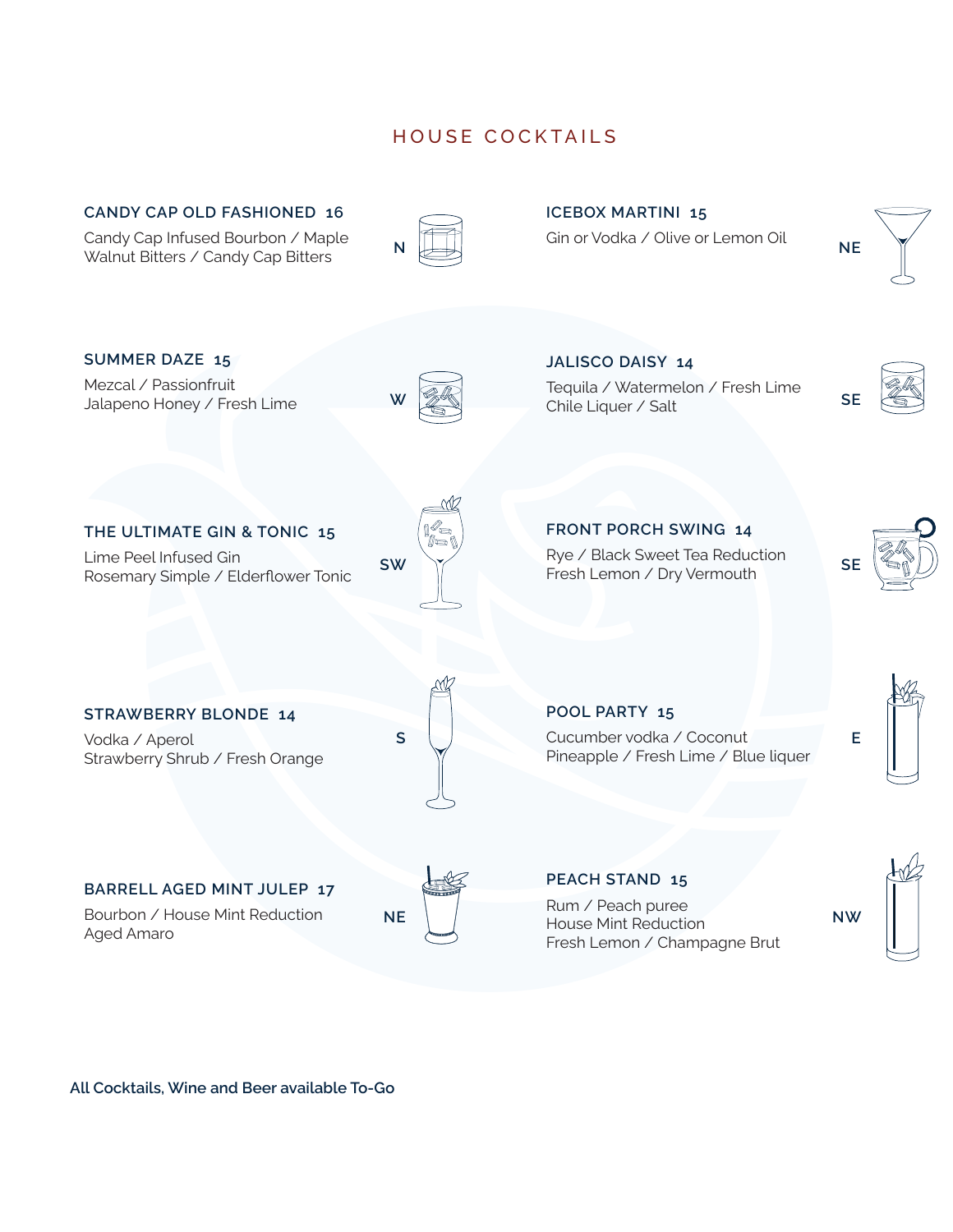# HOUSE COCKTAILS

**CANDY CAP OLD FASHIONED 16**
Candy Cap Infused Bourbon / Maple
Walnut Bitters / Candy Cap Bitters
N

**ICEBOX MARTINI 15**
Gin or Vodka / Olive or Lemon Oil
NE

**SUMMER DAZE 15**
Mezcal / Passionfruit
Jalapeno Honey / Fresh Lime
W

**JALISCO DAISY 14**
Tequila / Watermelon / Fresh Lime
Chile Liquer / Salt
SE

**THE ULTIMATE GIN & TONIC 15**
Lime Peel Infused Gin
Rosemary Simple / Elderflower Tonic
SW

**FRONT PORCH SWING 14**
Rye / Black Sweet Tea Reduction
Fresh Lemon / Dry Vermouth
SE

**STRAWBERRY BLONDE 14**
Vodka / Aperol
Strawberry Shrub / Fresh Orange
S

**POOL PARTY 15**
Cucumber vodka / Coconut
Pineapple / Fresh Lime / Blue liquer
E

**BARRELL AGED MINT JULEP 17**
Bourbon / House Mint Reduction
Aged Amaro
NE

**PEACH STAND 15**
Rum / Peach puree
House Mint Reduction
Fresh Lemon / Champagne Brut
NW

**All Cocktails, Wine and Beer available To-Go**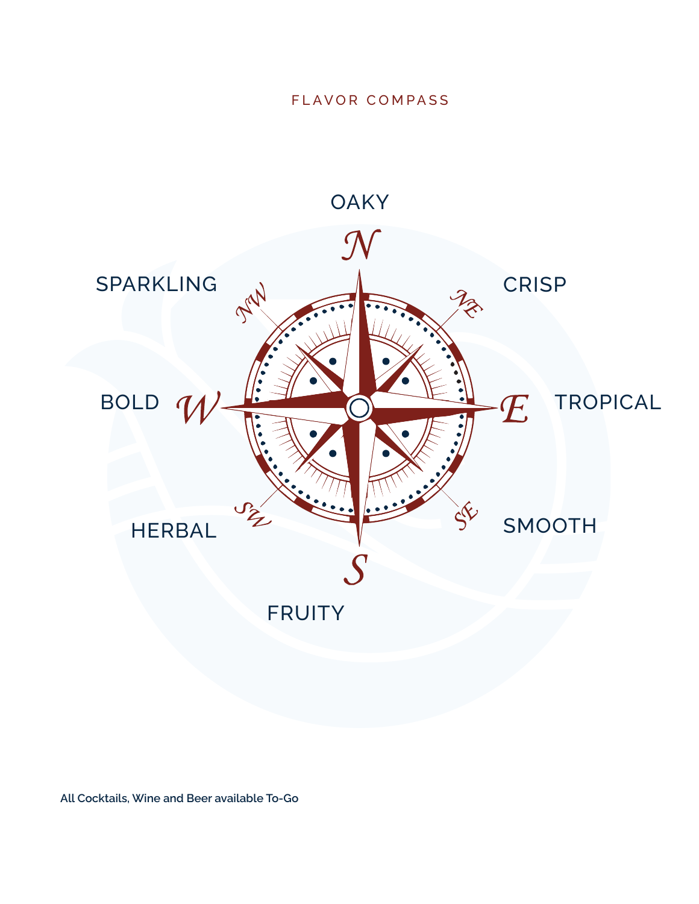## FLAVOR COMPASS

OAKY

N

SPARKLING

NW

CRISP

NE

BOLD

W

E

TROPICAL

HERBAL

SW

SE

SMOOTH

S

FRUITY

**All Cocktails, Wine and Beer available To-Go**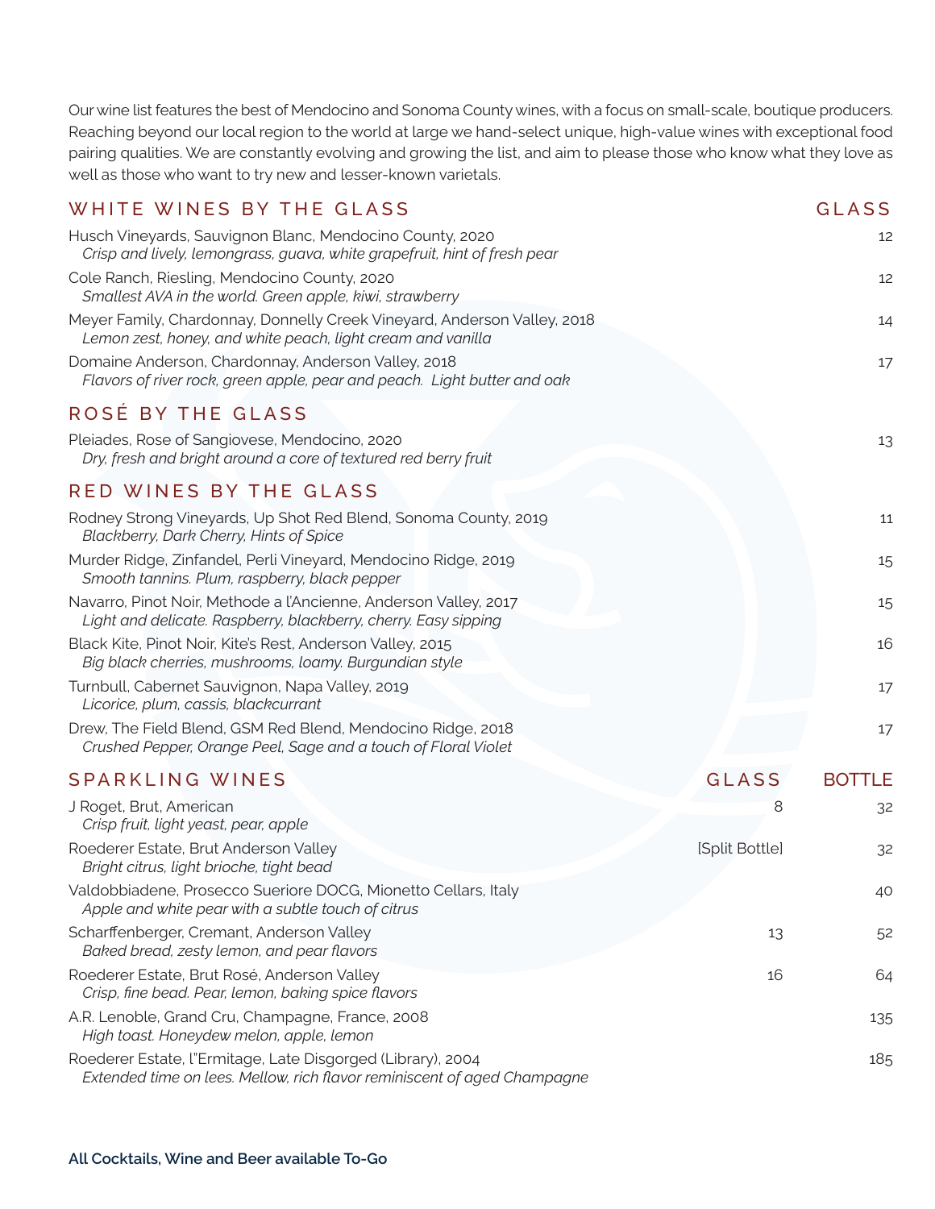Our wine list features the best of Mendocino and Sonoma County wines, with a focus on small-scale, boutique producers. Reaching beyond our local region to the world at large we hand-select unique, high-value wines with exceptional food pairing qualities. We are constantly evolving and growing the list, and aim to please those who know what they love as well as those who want to try new and lesser-known varietals.

## WHITE WINES BY THE GLASS

| | GLASS |
|---|---|
| Husch Vineyards, Sauvignon Blanc, Mendocino County, 2020<br>*Crisp and lively, lemongrass, guava, white grapefruit, hint of fresh pear* | 12 |
| Cole Ranch, Riesling, Mendocino County, 2020<br>*Smallest AVA in the world. Green apple, kiwi, strawberry* | 12 |
| Meyer Family, Chardonnay, Donnelly Creek Vineyard, Anderson Valley, 2018<br>*Lemon zest, honey, and white peach, light cream and vanilla* | 14 |
| Domaine Anderson, Chardonnay, Anderson Valley, 2018<br>*Flavors of river rock, green apple, pear and peach. Light butter and oak* | 17 |

## ROSÉ BY THE GLASS

| | |
|---|---|
| Pleiades, Rose of Sangiovese, Mendocino, 2020<br>*Dry, fresh and bright around a core of textured red berry fruit* | 13 |

## RED WINES BY THE GLASS

| | |
|---|---|
| Rodney Strong Vineyards, Up Shot Red Blend, Sonoma County, 2019<br>*Blackberry, Dark Cherry, Hints of Spice* | 11 |
| Murder Ridge, Zinfandel, Perli Vineyard, Mendocino Ridge, 2019<br>*Smooth tannins. Plum, raspberry, black pepper* | 15 |
| Navarro, Pinot Noir, Methode a l'Ancienne, Anderson Valley, 2017<br>*Light and delicate. Raspberry, blackberry, cherry. Easy sipping* | 15 |
| Black Kite, Pinot Noir, Kite's Rest, Anderson Valley, 2015<br>*Big black cherries, mushrooms, loamy. Burgundian style* | 16 |
| Turnbull, Cabernet Sauvignon, Napa Valley, 2019<br>*Licorice, plum, cassis, blackcurrant* | 17 |
| Drew, The Field Blend, GSM Red Blend, Mendocino Ridge, 2018<br>*Crushed Pepper, Orange Peel, Sage and a touch of Floral Violet* | 17 |

## SPARKLING WINES

| | GLASS | BOTTLE |
|---|---|---|
| J Roget, Brut, American<br>*Crisp fruit, light yeast, pear, apple* | 8 | 32 |
| Roederer Estate, Brut Anderson Valley<br>*Bright citrus, light brioche, tight bead* | [Split Bottle] | 32 |
| Valdobbiadene, Prosecco Sueriore DOCG, Mionetto Cellars, Italy<br>*Apple and white pear with a subtle touch of citrus* | | 40 |
| Scharffenberger, Cremant, Anderson Valley<br>*Baked bread, zesty lemon, and pear flavors* | 13 | 52 |
| Roederer Estate, Brut Rosé, Anderson Valley<br>*Crisp, fine bead. Pear, lemon, baking spice flavors* | 16 | 64 |
| A.R. Lenoble, Grand Cru, Champagne, France, 2008<br>*High toast. Honeydew melon, apple, lemon* | | 135 |
| Roederer Estate, l"Ermitage, Late Disgorged (Library), 2004<br>*Extended time on lees. Mellow, rich flavor reminiscent of aged Champagne* | | 185 |

**All Cocktails, Wine and Beer available To-Go**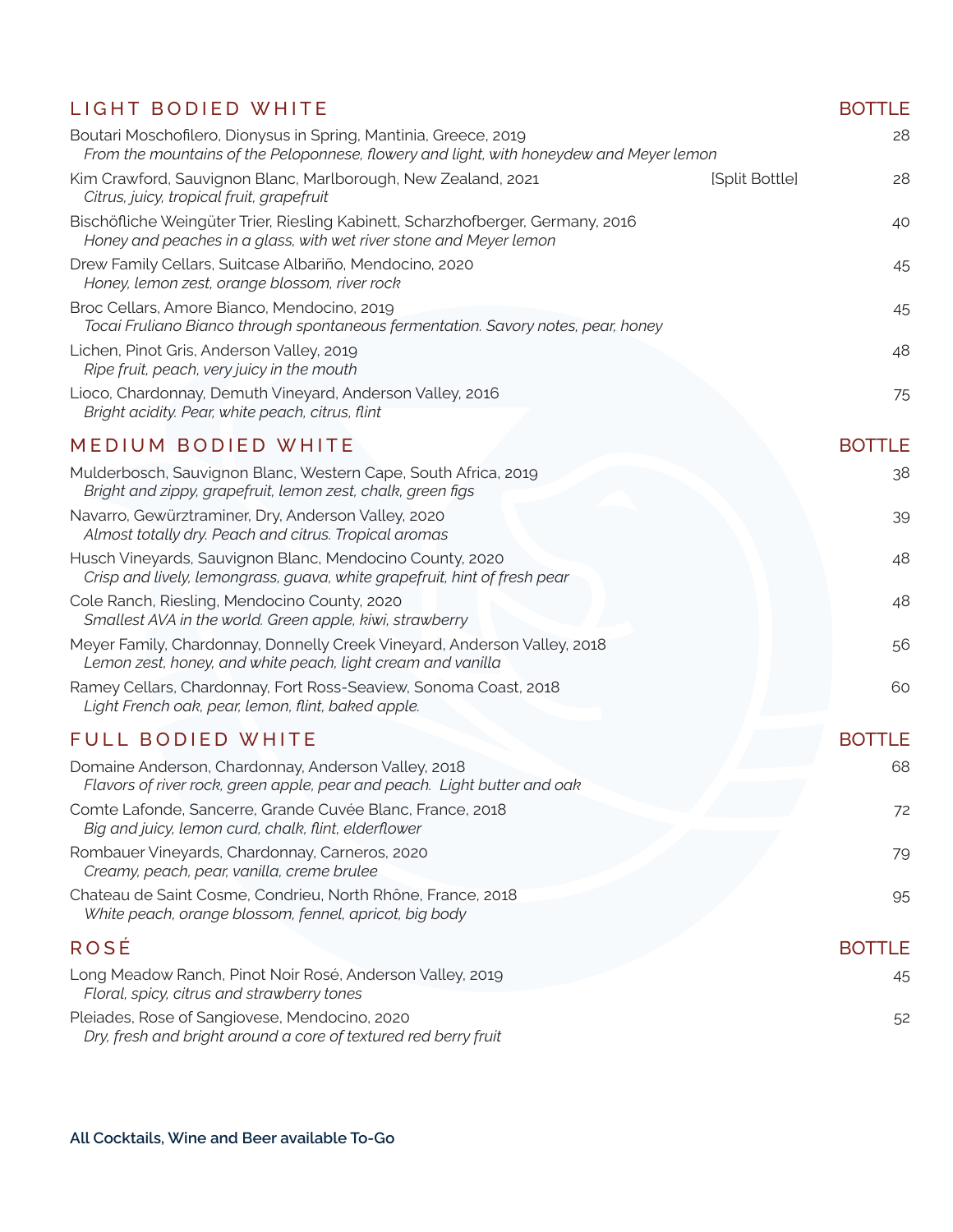## LIGHT BODIED WHITE

**BOTTLE**

Boutari Moschofilero, Dionysus in Spring, Mantinia, Greece, 2019 — 28
*From the mountains of the Peloponnese, flowery and light, with honeydew and Meyer lemon*

Kim Crawford, Sauvignon Blanc, Marlborough, New Zealand, 2021 [Split Bottle] — 28
*Citrus, juicy, tropical fruit, grapefruit*

Bischöfliche Weingüter Trier, Riesling Kabinett, Scharzhofberger, Germany, 2016 — 40
*Honey and peaches in a glass, with wet river stone and Meyer lemon*

Drew Family Cellars, Suitcase Albariño, Mendocino, 2020 — 45
*Honey, lemon zest, orange blossom, river rock*

Broc Cellars, Amore Bianco, Mendocino, 2019 — 45
*Tocai Fruliano Bianco through spontaneous fermentation. Savory notes, pear, honey*

Lichen, Pinot Gris, Anderson Valley, 2019 — 48
*Ripe fruit, peach, very juicy in the mouth*

Lioco, Chardonnay, Demuth Vineyard, Anderson Valley, 2016 — 75
*Bright acidity. Pear, white peach, citrus, flint*

## MEDIUM BODIED WHITE

**BOTTLE**

Mulderbosch, Sauvignon Blanc, Western Cape, South Africa, 2019 — 38
*Bright and zippy, grapefruit, lemon zest, chalk, green figs*

Navarro, Gewürztraminer, Dry, Anderson Valley, 2020 — 39
*Almost totally dry. Peach and citrus. Tropical aromas*

Husch Vineyards, Sauvignon Blanc, Mendocino County, 2020 — 48
*Crisp and lively, lemongrass, guava, white grapefruit, hint of fresh pear*

Cole Ranch, Riesling, Mendocino County, 2020 — 48
*Smallest AVA in the world. Green apple, kiwi, strawberry*

Meyer Family, Chardonnay, Donnelly Creek Vineyard, Anderson Valley, 2018 — 56
*Lemon zest, honey, and white peach, light cream and vanilla*

Ramey Cellars, Chardonnay, Fort Ross-Seaview, Sonoma Coast, 2018 — 60
*Light French oak, pear, lemon, flint, baked apple.*

## FULL BODIED WHITE

**BOTTLE**

Domaine Anderson, Chardonnay, Anderson Valley, 2018 — 68
*Flavors of river rock, green apple, pear and peach. Light butter and oak*

Comte Lafonde, Sancerre, Grande Cuvée Blanc, France, 2018 — 72
*Big and juicy, lemon curd, chalk, flint, elderflower*

Rombauer Vineyards, Chardonnay, Carneros, 2020 — 79
*Creamy, peach, pear, vanilla, creme brulee*

Chateau de Saint Cosme, Condrieu, North Rhône, France, 2018 — 95
*White peach, orange blossom, fennel, apricot, big body*

## ROSÉ

**BOTTLE**

Long Meadow Ranch, Pinot Noir Rosé, Anderson Valley, 2019 — 45
*Floral, spicy, citrus and strawberry tones*

Pleiades, Rose of Sangiovese, Mendocino, 2020 — 52
*Dry, fresh and bright around a core of textured red berry fruit*

**All Cocktails, Wine and Beer available To-Go**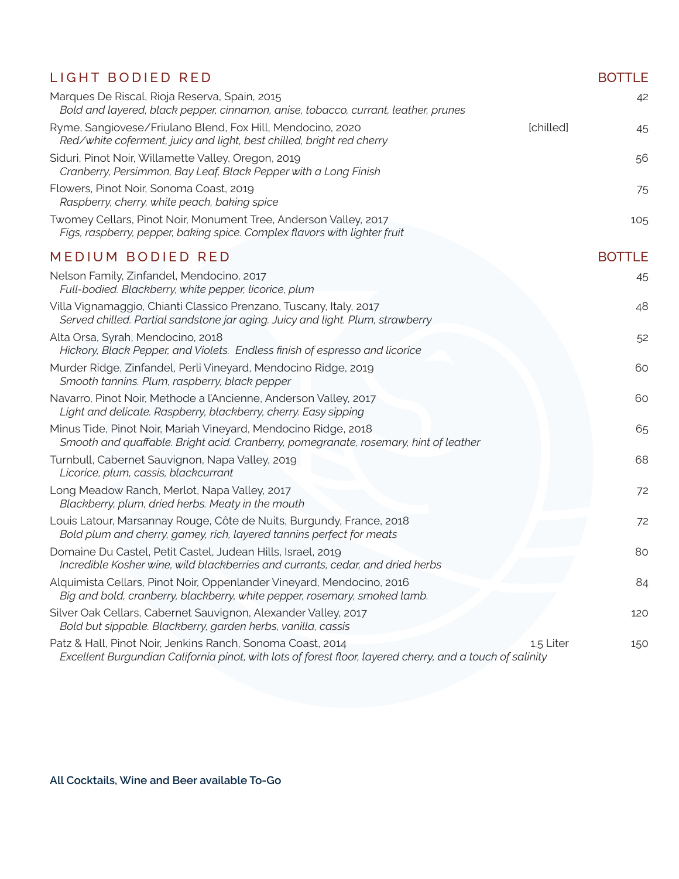## LIGHT BODIED RED

**BOTTLE**

Marques De Riscal, Rioja Reserva, Spain, 2015 — 42
*Bold and layered, black pepper, cinnamon, anise, tobacco, currant, leather, prunes*

Ryme, Sangiovese/Friulano Blend, Fox Hill, Mendocino, 2020 [chilled] — 45
*Red/white coferment, juicy and light, best chilled, bright red cherry*

Siduri, Pinot Noir, Willamette Valley, Oregon, 2019 — 56
*Cranberry, Persimmon, Bay Leaf, Black Pepper with a Long Finish*

Flowers, Pinot Noir, Sonoma Coast, 2019 — 75
*Raspberry, cherry, white peach, baking spice*

Twomey Cellars, Pinot Noir, Monument Tree, Anderson Valley, 2017 — 105
*Figs, raspberry, pepper, baking spice. Complex flavors with lighter fruit*

## MEDIUM BODIED RED

**BOTTLE**

Nelson Family, Zinfandel, Mendocino, 2017 — 45
*Full-bodied. Blackberry, white pepper, licorice, plum*

Villa Vignamaggio, Chianti Classico Prenzano, Tuscany, Italy, 2017 — 48
*Served chilled. Partial sandstone jar aging. Juicy and light. Plum, strawberry*

Alta Orsa, Syrah, Mendocino, 2018 — 52
*Hickory, Black Pepper, and Violets. Endless finish of espresso and licorice*

Murder Ridge, Zinfandel, Perli Vineyard, Mendocino Ridge, 2019 — 60
*Smooth tannins. Plum, raspberry, black pepper*

Navarro, Pinot Noir, Methode a l'Ancienne, Anderson Valley, 2017 — 60
*Light and delicate. Raspberry, blackberry, cherry. Easy sipping*

Minus Tide, Pinot Noir, Mariah Vineyard, Mendocino Ridge, 2018 — 65
*Smooth and quaffable. Bright acid. Cranberry, pomegranate, rosemary, hint of leather*

Turnbull, Cabernet Sauvignon, Napa Valley, 2019 — 68
*Licorice, plum, cassis, blackcurrant*

Long Meadow Ranch, Merlot, Napa Valley, 2017 — 72
*Blackberry, plum, dried herbs. Meaty in the mouth*

Louis Latour, Marsannay Rouge, Côte de Nuits, Burgundy, France, 2018 — 72
*Bold plum and cherry, gamey, rich, layered tannins perfect for meats*

Domaine Du Castel, Petit Castel, Judean Hills, Israel, 2019 — 80
*Incredible Kosher wine, wild blackberries and currants, cedar, and dried herbs*

Alquimista Cellars, Pinot Noir, Oppenlander Vineyard, Mendocino, 2016 — 84
*Big and bold, cranberry, blackberry, white pepper, rosemary, smoked lamb.*

Silver Oak Cellars, Cabernet Sauvignon, Alexander Valley, 2017 — 120
*Bold but sippable. Blackberry, garden herbs, vanilla, cassis*

Patz & Hall, Pinot Noir, Jenkins Ranch, Sonoma Coast, 2014 1.5 Liter — 150
*Excellent Burgundian California pinot, with lots of forest floor, layered cherry, and a touch of salinity*

**All Cocktails, Wine and Beer available To-Go**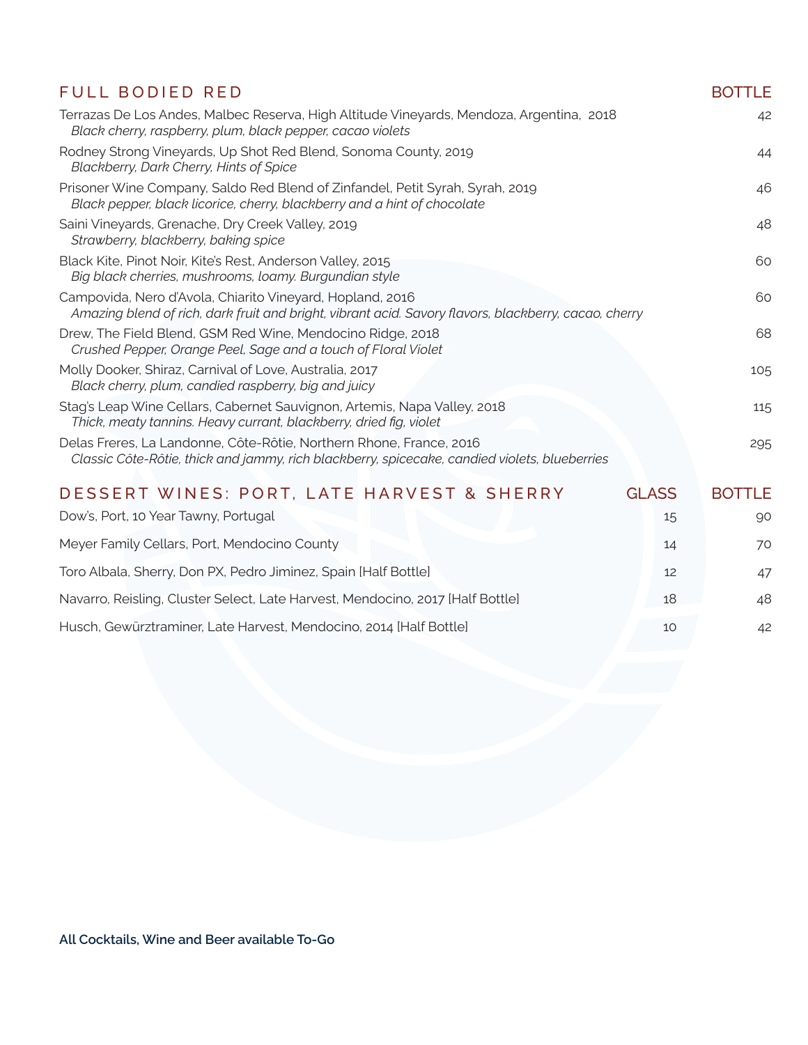## FULL BODIED RED

| Wine | BOTTLE |
|---|---|
| Terrazas De Los Andes, Malbec Reserva, High Altitude Vineyards, Mendoza, Argentina, 2018<br>*Black cherry, raspberry, plum, black pepper, cacao violets* | 42 |
| Rodney Strong Vineyards, Up Shot Red Blend, Sonoma County, 2019<br>*Blackberry, Dark Cherry, Hints of Spice* | 44 |
| Prisoner Wine Company, Saldo Red Blend of Zinfandel, Petit Syrah, Syrah, 2019<br>*Black pepper, black licorice, cherry, blackberry and a hint of chocolate* | 46 |
| Saini Vineyards, Grenache, Dry Creek Valley, 2019<br>*Strawberry, blackberry, baking spice* | 48 |
| Black Kite, Pinot Noir, Kite's Rest, Anderson Valley, 2015<br>*Big black cherries, mushrooms, loamy. Burgundian style* | 60 |
| Campovida, Nero d'Avola, Chiarito Vineyard, Hopland, 2016<br>*Amazing blend of rich, dark fruit and bright, vibrant acid. Savory flavors, blackberry, cacao, cherry* | 60 |
| Drew, The Field Blend, GSM Red Wine, Mendocino Ridge, 2018<br>*Crushed Pepper, Orange Peel, Sage and a touch of Floral Violet* | 68 |
| Molly Dooker, Shiraz, Carnival of Love, Australia, 2017<br>*Black cherry, plum, candied raspberry, big and juicy* | 105 |
| Stag's Leap Wine Cellars, Cabernet Sauvignon, Artemis, Napa Valley, 2018<br>*Thick, meaty tannins. Heavy currant, blackberry, dried fig, violet* | 115 |
| Delas Freres, La Landonne, Côte-Rôtie, Northern Rhone, France, 2016<br>*Classic Côte-Rôtie, thick and jammy, rich blackberry, spicecake, candied violets, blueberries* | 295 |

## DESSERT WINES: PORT, LATE HARVEST & SHERRY

| Wine | GLASS | BOTTLE |
|---|---|---|
| Dow's, Port, 10 Year Tawny, Portugal | 15 | 90 |
| Meyer Family Cellars, Port, Mendocino County | 14 | 70 |
| Toro Albala, Sherry, Don PX, Pedro Jiminez, Spain [Half Bottle] | 12 | 47 |
| Navarro, Reisling, Cluster Select, Late Harvest, Mendocino, 2017 [Half Bottle] | 18 | 48 |
| Husch, Gewürztraminer, Late Harvest, Mendocino, 2014 [Half Bottle] | 10 | 42 |

**All Cocktails, Wine and Beer available To-Go**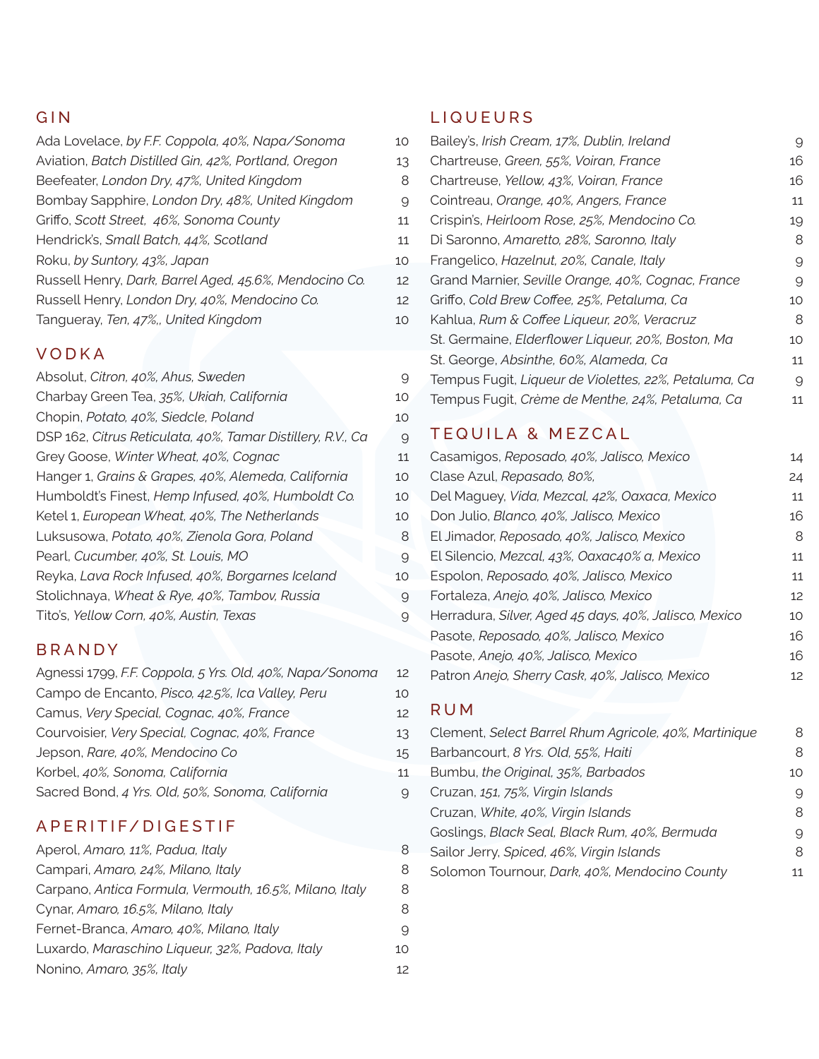## GIN

| | |
|---|---|
| Ada Lovelace, *by F.F. Coppola, 40%, Napa/Sonoma* | 10 |
| Aviation, *Batch Distilled Gin, 42%, Portland, Oregon* | 13 |
| Beefeater, *London Dry, 47%, United Kingdom* | 8 |
| Bombay Sapphire, *London Dry, 48%, United Kingdom* | 9 |
| Griffo, *Scott Street, 46%, Sonoma County* | 11 |
| Hendrick's, *Small Batch, 44%, Scotland* | 11 |
| Roku, *by Suntory, 43%, Japan* | 10 |
| Russell Henry, *Dark, Barrel Aged, 45.6%, Mendocino Co.* | 12 |
| Russell Henry, *London Dry, 40%, Mendocino Co.* | 12 |
| Tangueray, *Ten, 47%,, United Kingdom* | 10 |

## VODKA

| | |
|---|---|
| Absolut, *Citron, 40%, Ahus, Sweden* | 9 |
| Charbay Green Tea, *35%, Ukiah, California* | 10 |
| Chopin, *Potato, 40%, Siedcle, Poland* | 10 |
| DSP 162, *Citrus Reticulata, 40%, Tamar Distillery, R.V., Ca* | 9 |
| Grey Goose, *Winter Wheat, 40%, Cognac* | 11 |
| Hanger 1, *Grains & Grapes, 40%, Alemeda, California* | 10 |
| Humboldt's Finest, *Hemp Infused, 40%, Humboldt Co.* | 10 |
| Ketel 1, *European Wheat, 40%, The Netherlands* | 10 |
| Luksusowa, *Potato, 40%, Zienola Gora, Poland* | 8 |
| Pearl, *Cucumber, 40%, St. Louis, MO* | 9 |
| Reyka, *Lava Rock Infused, 40%, Borgarnes Iceland* | 10 |
| Stolichnaya, *Wheat & Rye, 40%, Tambov, Russia* | 9 |
| Tito's, *Yellow Corn, 40%, Austin, Texas* | 9 |

## BRANDY

| | |
|---|---|
| Agnessi 1799, *F.F. Coppola, 5 Yrs. Old, 40%, Napa/Sonoma* | 12 |
| Campo de Encanto, *Pisco, 42.5%, Ica Valley, Peru* | 10 |
| Camus, *Very Special, Cognac, 40%, France* | 12 |
| Courvoisier, *Very Special, Cognac, 40%, France* | 13 |
| Jepson, *Rare, 40%, Mendocino Co* | 15 |
| Korbel, *40%, Sonoma, California* | 11 |
| Sacred Bond, *4 Yrs. Old, 50%, Sonoma, California* | 9 |

## APERITIF/DIGESTIF

| | |
|---|---|
| Aperol, *Amaro, 11%, Padua, Italy* | 8 |
| Campari, *Amaro, 24%, Milano, Italy* | 8 |
| Carpano, *Antica Formula, Vermouth, 16.5%, Milano, Italy* | 8 |
| Cynar, *Amaro, 16.5%, Milano, Italy* | 8 |
| Fernet-Branca, *Amaro, 40%, Milano, Italy* | 9 |
| Luxardo, *Maraschino Liqueur, 32%, Padova, Italy* | 10 |
| Nonino, *Amaro, 35%, Italy* | 12 |

## LIQUEURS

| | |
|---|---|
| Bailey's, *Irish Cream, 17%, Dublin, Ireland* | 9 |
| Chartreuse, *Green, 55%, Voiran, France* | 16 |
| Chartreuse, *Yellow, 43%, Voiran, France* | 16 |
| Cointreau, *Orange, 40%, Angers, France* | 11 |
| Crispin's, *Heirloom Rose, 25%, Mendocino Co.* | 19 |
| Di Saronno, *Amaretto, 28%, Saronno, Italy* | 8 |
| Frangelico, *Hazelnut, 20%, Canale, Italy* | 9 |
| Grand Marnier, *Seville Orange, 40%, Cognac, France* | 9 |
| Griffo, *Cold Brew Coffee, 25%, Petaluma, Ca* | 10 |
| Kahlua, *Rum & Coffee Liqueur, 20%, Veracruz* | 8 |
| St. Germaine, *Elderflower Liqueur, 20%, Boston, Ma* | 10 |
| St. George, *Absinthe, 60%, Alameda, Ca* | 11 |
| Tempus Fugit, *Liqueur de Violettes, 22%, Petaluma, Ca* | 9 |
| Tempus Fugit, *Crème de Menthe, 24%, Petaluma, Ca* | 11 |

## TEQUILA & MEZCAL

| | |
|---|---|
| Casamigos, *Reposado, 40%, Jalisco, Mexico* | 14 |
| Clase Azul, *Repasado, 80%,* | 24 |
| Del Maguey, *Vida, Mezcal, 42%, Oaxaca, Mexico* | 11 |
| Don Julio, *Blanco, 40%, Jalisco, Mexico* | 16 |
| El Jimador, *Reposado, 40%, Jalisco, Mexico* | 8 |
| El Silencio, *Mezcal, 43%, Oaxac40% a, Mexico* | 11 |
| Espolon, *Reposado, 40%, Jalisco, Mexico* | 11 |
| Fortaleza, *Anejo, 40%, Jalisco, Mexico* | 12 |
| Herradura, *Silver, Aged 45 days, 40%, Jalisco, Mexico* | 10 |
| Pasote, *Reposado, 40%, Jalisco, Mexico* | 16 |
| Pasote, *Anejo, 40%, Jalisco, Mexico* | 16 |
| Patron *Anejo, Sherry Cask, 40%, Jalisco, Mexico* | 12 |

## RUM

| | |
|---|---|
| Clement, *Select Barrel Rhum Agricole, 40%, Martinique* | 8 |
| Barbancourt, *8 Yrs. Old, 55%, Haiti* | 8 |
| Bumbu, *the Original, 35%, Barbados* | 10 |
| Cruzan, *151, 75%, Virgin Islands* | 9 |
| Cruzan, *White, 40%, Virgin Islands* | 8 |
| Goslings, *Black Seal, Black Rum, 40%, Bermuda* | 9 |
| Sailor Jerry, *Spiced, 46%, Virgin Islands* | 8 |
| Solomon Tournour, *Dark, 40%, Mendocino County* | 11 |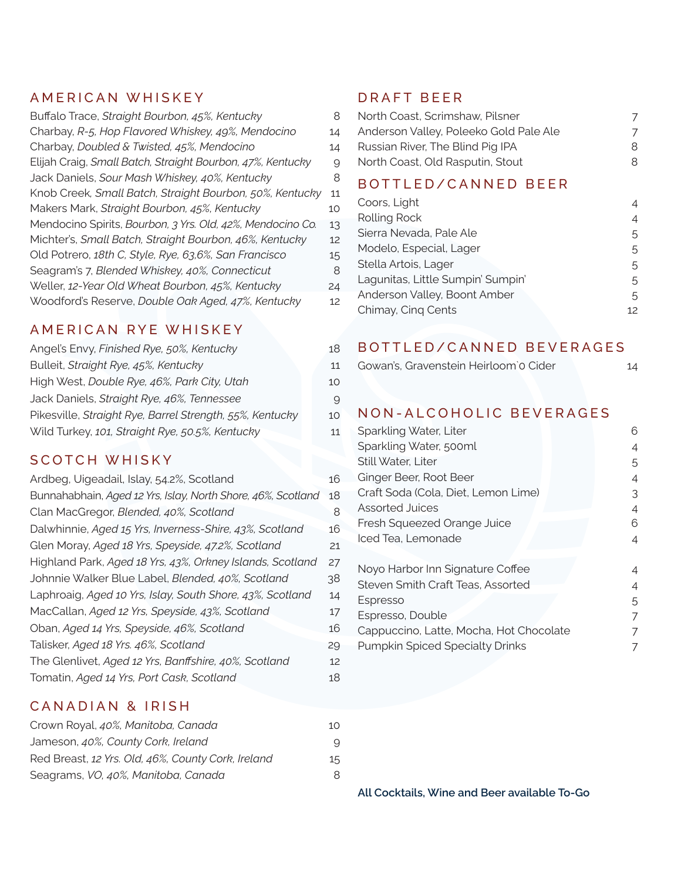## AMERICAN WHISKEY

| | |
|---|---|
| Buffalo Trace, *Straight Bourbon, 45%, Kentucky* | 8 |
| Charbay, *R-5, Hop Flavored Whiskey, 49%, Mendocino* | 14 |
| Charbay, *Doubled & Twisted, 45%, Mendocino* | 14 |
| Elijah Craig, *Small Batch, Straight Bourbon, 47%, Kentucky* | 9 |
| Jack Daniels, *Sour Mash Whiskey, 40%, Kentucky* | 8 |
| Knob Creek, *Small Batch, Straight Bourbon, 50%, Kentucky* | 11 |
| Makers Mark, *Straight Bourbon, 45%, Kentucky* | 10 |
| Mendocino Spirits, *Bourbon, 3 Yrs. Old, 42%, Mendocino Co.* | 13 |
| Michter's, *Small Batch, Straight Bourbon, 46%, Kentucky* | 12 |
| Old Potrero, *18th C, Style, Rye, 63,6%, San Francisco* | 15 |
| Seagram's 7, *Blended Whiskey, 40%, Connecticut* | 8 |
| Weller, *12-Year Old Wheat Bourbon, 45%, Kentucky* | 24 |
| Woodford's Reserve, *Double Oak Aged, 47%, Kentucky* | 12 |

## AMERICAN RYE WHISKEY

| | |
|---|---|
| Angel's Envy, *Finished Rye, 50%, Kentucky* | 18 |
| Bulleit, *Straight Rye, 45%, Kentucky* | 11 |
| High West, *Double Rye, 46%, Park City, Utah* | 10 |
| Jack Daniels, *Straight Rye, 46%, Tennessee* | 9 |
| Pikesville, *Straight Rye, Barrel Strength, 55%, Kentucky* | 10 |
| Wild Turkey, *101, Straight Rye, 50.5%, Kentucky* | 11 |

## SCOTCH WHISKY

| | |
|---|---|
| Ardbeg, Uigeadail, Islay, 54.2%, Scotland | 16 |
| Bunnahabhain, *Aged 12 Yrs, Islay, North Shore, 46%, Scotland* | 18 |
| Clan MacGregor, *Blended, 40%, Scotland* | 8 |
| Dalwhinnie, *Aged 15 Yrs, Inverness-Shire, 43%, Scotland* | 16 |
| Glen Moray, *Aged 18 Yrs, Speyside, 47.2%, Scotland* | 21 |
| Highland Park, *Aged 18 Yrs, 43%, Orkney Islands, Scotland* | 27 |
| Johnnie Walker Blue Label, *Blended, 40%, Scotland* | 38 |
| Laphroaig, *Aged 10 Yrs, Islay, South Shore, 43%, Scotland* | 14 |
| MacCallan, *Aged 12 Yrs, Speyside, 43%, Scotland* | 17 |
| Oban, *Aged 14 Yrs, Speyside, 46%, Scotland* | 16 |
| Talisker, *Aged 18 Yrs. 46%, Scotland* | 29 |
| The Glenlivet, *Aged 12 Yrs, Banffshire, 40%, Scotland* | 12 |
| Tomatin, *Aged 14 Yrs, Port Cask, Scotland* | 18 |

## CANADIAN & IRISH

| | |
|---|---|
| Crown Royal, *40%, Manitoba, Canada* | 10 |
| Jameson, *40%, County Cork, Ireland* | 9 |
| Red Breast, *12 Yrs. Old, 46%, County Cork, Ireland* | 15 |
| Seagrams, *VO, 40%, Manitoba, Canada* | 8 |

## DRAFT BEER

| | |
|---|---|
| North Coast, Scrimshaw, Pilsner | 7 |
| Anderson Valley, Poleeko Gold Pale Ale | 7 |
| Russian River, The Blind Pig IPA | 8 |
| North Coast, Old Rasputin, Stout | 8 |

## BOTTLED/CANNED BEER

| | |
|---|---|
| Coors, Light | 4 |
| Rolling Rock | 4 |
| Sierra Nevada, Pale Ale | 5 |
| Modelo, Especial, Lager | 5 |
| Stella Artois, Lager | 5 |
| Lagunitas, Little Sumpin' Sumpin' | 5 |
| Anderson Valley, Boont Amber | 5 |
| Chimay, Cinq Cents | 12 |

## BOTTLED/CANNED BEVERAGES

| | |
|---|---|
| Gowan's, Gravenstein Heirloom`0 Cider | 14 |

## NON-ALCOHOLIC BEVERAGES

| | |
|---|---|
| Sparkling Water, Liter | 6 |
| Sparkling Water, 500ml | 4 |
| Still Water, Liter | 5 |
| Ginger Beer, Root Beer | 4 |
| Craft Soda (Cola, Diet, Lemon Lime) | 3 |
| Assorted Juices | 4 |
| Fresh Squeezed Orange Juice | 6 |
| Iced Tea, Lemonade | 4 |
| Noyo Harbor Inn Signature Coffee | 4 |
| Steven Smith Craft Teas, Assorted | 4 |
| Espresso | 5 |
| Espresso, Double | 7 |
| Cappuccino, Latte, Mocha, Hot Chocolate | 7 |
| Pumpkin Spiced Specialty Drinks | 7 |

**All Cocktails, Wine and Beer available To-Go**